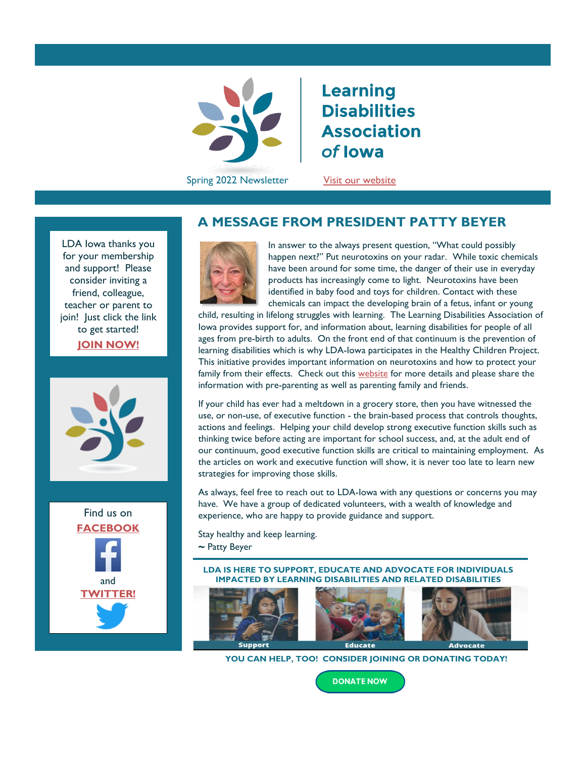# Learning Disabilities Association of Iowa

Spring 2022 Newsletter

Visit our website

LDA Iowa thanks you for your membership and support! Please consider inviting a friend, colleague, teacher or parent to join! Just click the link to get started!

**JOIN NOW!**

Find us on **FACEBOOK** and **TWITTER!**

## A MESSAGE FROM PRESIDENT PATTY BEYER

In answer to the always present question, "What could possibly happen next?" Put neurotoxins on your radar. While toxic chemicals have been around for some time, the danger of their use in everyday products has increasingly come to light. Neurotoxins have been identified in baby food and toys for children. Contact with these chemicals can impact the developing brain of a fetus, infant or young child, resulting in lifelong struggles with learning. The Learning Disabilities Association of Iowa provides support for, and information about, learning disabilities for people of all ages from pre-birth to adults. On the front end of that continuum is the prevention of learning disabilities which is why LDA-Iowa participates in the Healthy Children Project. This initiative provides important information on neurotoxins and how to protect your family from their effects. Check out this website for more details and please share the information with pre-parenting as well as parenting family and friends.

If your child has ever had a meltdown in a grocery store, then you have witnessed the use, or non-use, of executive function - the brain-based process that controls thoughts, actions and feelings. Helping your child develop strong executive function skills such as thinking twice before acting are important for school success, and, at the adult end of our continuum, good executive function skills are critical to maintaining employment. As the articles on work and executive function will show, it is never too late to learn new strategies for improving those skills.

As always, feel free to reach out to LDA-Iowa with any questions or concerns you may have. We have a group of dedicated volunteers, with a wealth of knowledge and experience, who are happy to provide guidance and support.

Stay healthy and keep learning.
~ Patty Beyer

**LDA IS HERE TO SUPPORT, EDUCATE AND ADVOCATE FOR INDIVIDUALS IMPACTED BY LEARNING DISABILITIES AND RELATED DISABILITIES**

Support | Educate | Advocate

**YOU CAN HELP, TOO! CONSIDER JOINING OR DONATING TODAY!**

**DONATE NOW**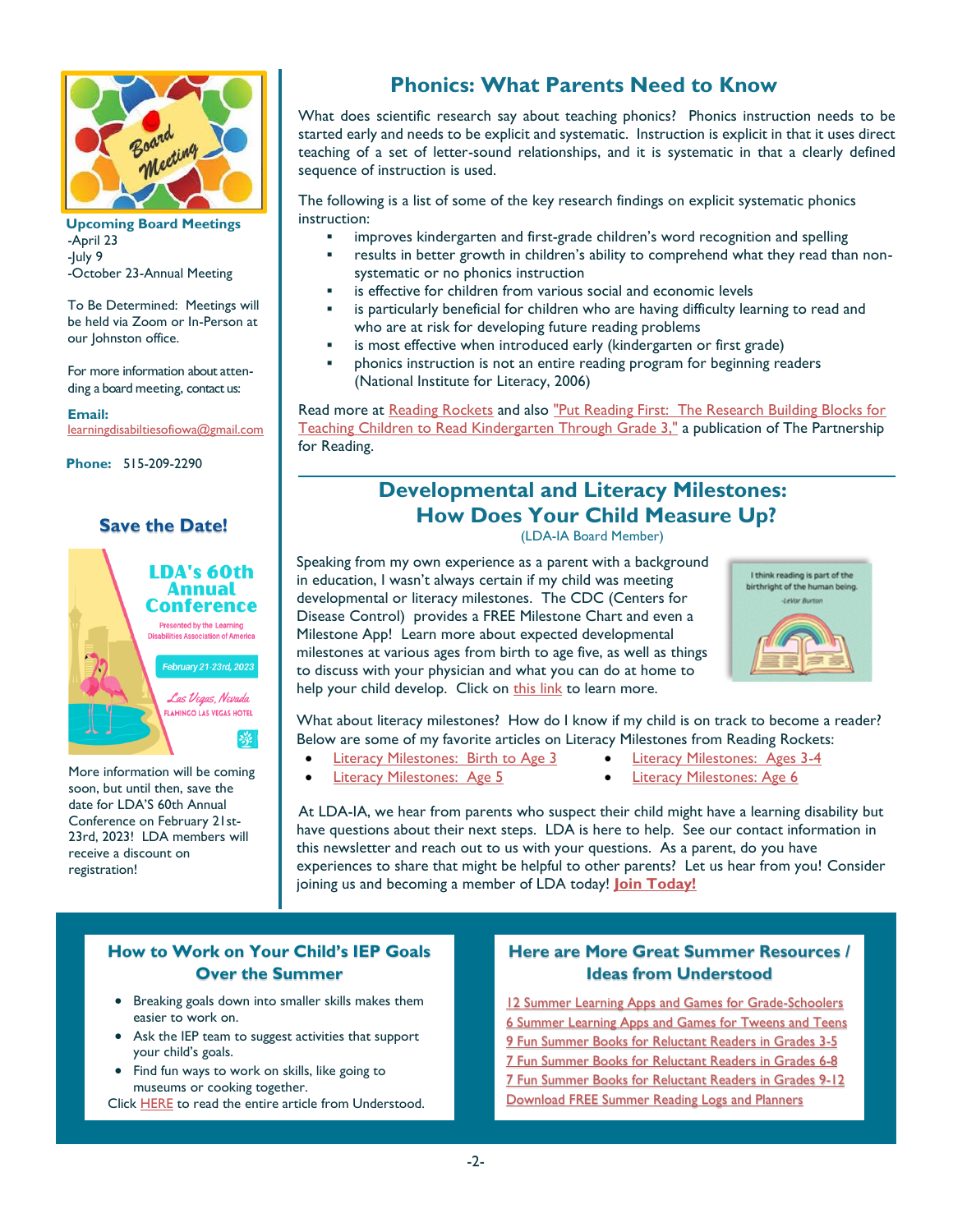## Phonics: What Parents Need to Know

What does scientific research say about teaching phonics? Phonics instruction needs to be started early and needs to be explicit and systematic. Instruction is explicit in that it uses direct teaching of a set of letter-sound relationships, and it is systematic in that a clearly defined sequence of instruction is used.

The following is a list of some of the key research findings on explicit systematic phonics instruction:

- improves kindergarten and first-grade children's word recognition and spelling
- results in better growth in children's ability to comprehend what they read than non-systematic or no phonics instruction
- is effective for children from various social and economic levels
- is particularly beneficial for children who are having difficulty learning to read and who are at risk for developing future reading problems
- is most effective when introduced early (kindergarten or first grade)
- phonics instruction is not an entire reading program for beginning readers (National Institute for Literacy, 2006)

Read more at Reading Rockets and also "Put Reading First: The Research Building Blocks for Teaching Children to Read Kindergarten Through Grade 3," a publication of The Partnership for Reading.

## Developmental and Literacy Milestones: How Does Your Child Measure Up?

(LDA-IA Board Member)

Speaking from my own experience as a parent with a background in education, I wasn't always certain if my child was meeting developmental or literacy milestones. The CDC (Centers for Disease Control) provides a FREE Milestone Chart and even a Milestone App! Learn more about expected developmental milestones at various ages from birth to age five, as well as things to discuss with your physician and what you can do at home to help your child develop. Click on this link to learn more.

What about literacy milestones? How do I know if my child is on track to become a reader? Below are some of my favorite articles on Literacy Milestones from Reading Rockets:

- Literacy Milestones: Birth to Age 3
- Literacy Milestones: Ages 3-4
- Literacy Milestones: Age 5
- Literacy Milestones: Age 6

At LDA-IA, we hear from parents who suspect their child might have a learning disability but have questions about their next steps. LDA is here to help. See our contact information in this newsletter and reach out to us with your questions. As a parent, do you have experiences to share that might be helpful to other parents? Let us hear from you! Consider joining us and becoming a member of LDA today! **Join Today!**

### Upcoming Board Meetings

- April 23
- July 9
- October 23-Annual Meeting

To Be Determined: Meetings will be held via Zoom or In-Person at our Johnston office.

For more information about attending a board meeting, contact us:

**Email:** learningdisabiltiesofiowa@gmail.com

**Phone:** 515-209-2290

### Save the Date!

More information will be coming soon, but until then, save the date for LDA'S 60th Annual Conference on February 21st-23rd, 2023! LDA members will receive a discount on registration!

### How to Work on Your Child's IEP Goals Over the Summer

- Breaking goals down into smaller skills makes them easier to work on.
- Ask the IEP team to suggest activities that support your child's goals.
- Find fun ways to work on skills, like going to museums or cooking together.

Click HERE to read the entire article from Understood.

### Here are More Great Summer Resources / Ideas from Understood

- 12 Summer Learning Apps and Games for Grade-Schoolers
- 6 Summer Learning Apps and Games for Tweens and Teens
- 9 Fun Summer Books for Reluctant Readers in Grades 3-5
- 7 Fun Summer Books for Reluctant Readers in Grades 6-8
- 7 Fun Summer Books for Reluctant Readers in Grades 9-12
- Download FREE Summer Reading Logs and Planners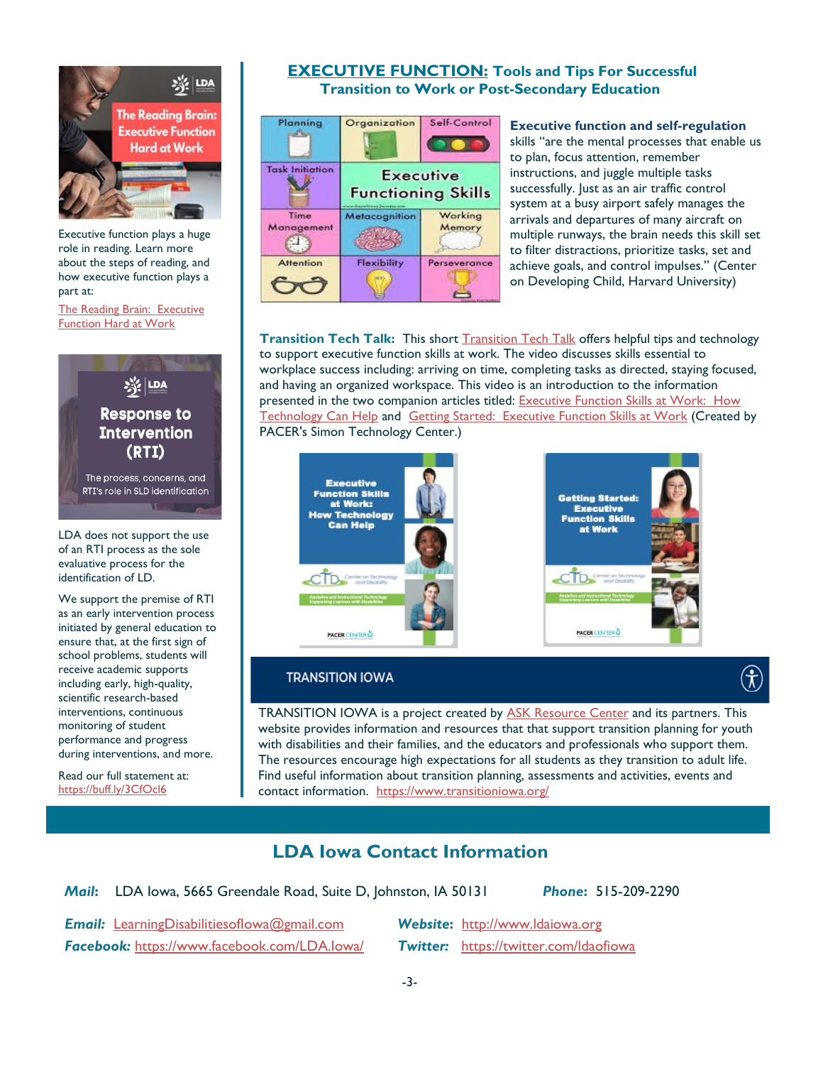Executive function plays a huge role in reading. Learn more about the steps of reading, and how executive function plays a part at:

The Reading Brain: Executive Function Hard at Work

LDA does not support the use of an RTI process as the sole evaluative process for the identification of LD.

We support the premise of RTI as an early intervention process initiated by general education to ensure that, at the first sign of school problems, students will receive academic supports including early, high-quality, scientific research-based interventions, continuous monitoring of student performance and progress during interventions, and more.

Read our full statement at: https://buff.ly/3CfOcl6

## EXECUTIVE FUNCTION: Tools and Tips For Successful Transition to Work or Post-Secondary Education

**Executive function and self-regulation** skills "are the mental processes that enable us to plan, focus attention, remember instructions, and juggle multiple tasks successfully. Just as an air traffic control system at a busy airport safely manages the arrivals and departures of many aircraft on multiple runways, the brain needs this skill set to filter distractions, prioritize tasks, set and achieve goals, and control impulses." (Center on Developing Child, Harvard University)

**Transition Tech Talk:** This short Transition Tech Talk offers helpful tips and technology to support executive function skills at work. The video discusses skills essential to workplace success including: arriving on time, completing tasks as directed, staying focused, and having an organized workspace. This video is an introduction to the information presented in the two companion articles titled: Executive Function Skills at Work: How Technology Can Help and Getting Started: Executive Function Skills at Work (Created by PACER's Simon Technology Center.)

## TRANSITION IOWA

TRANSITION IOWA is a project created by ASK Resource Center and its partners. This website provides information and resources that that support transition planning for youth with disabilities and their families, and the educators and professionals who support them. The resources encourage high expectations for all students as they transition to adult life. Find useful information about transition planning, assessments and activities, events and contact information. https://www.transitioniowa.org/

## LDA Iowa Contact Information

***Mail:*** LDA Iowa, 5665 Greendale Road, Suite D, Johnston, IA 50131

***Phone:*** 515-209-2290

***Email:*** LearningDisabilitiesofIowa@gmail.com

***Website:*** http://www.ldaiowa.org

***Facebook:*** https://www.facebook.com/LDA.Iowa/

***Twitter:*** https://twitter.com/ldaofiowa